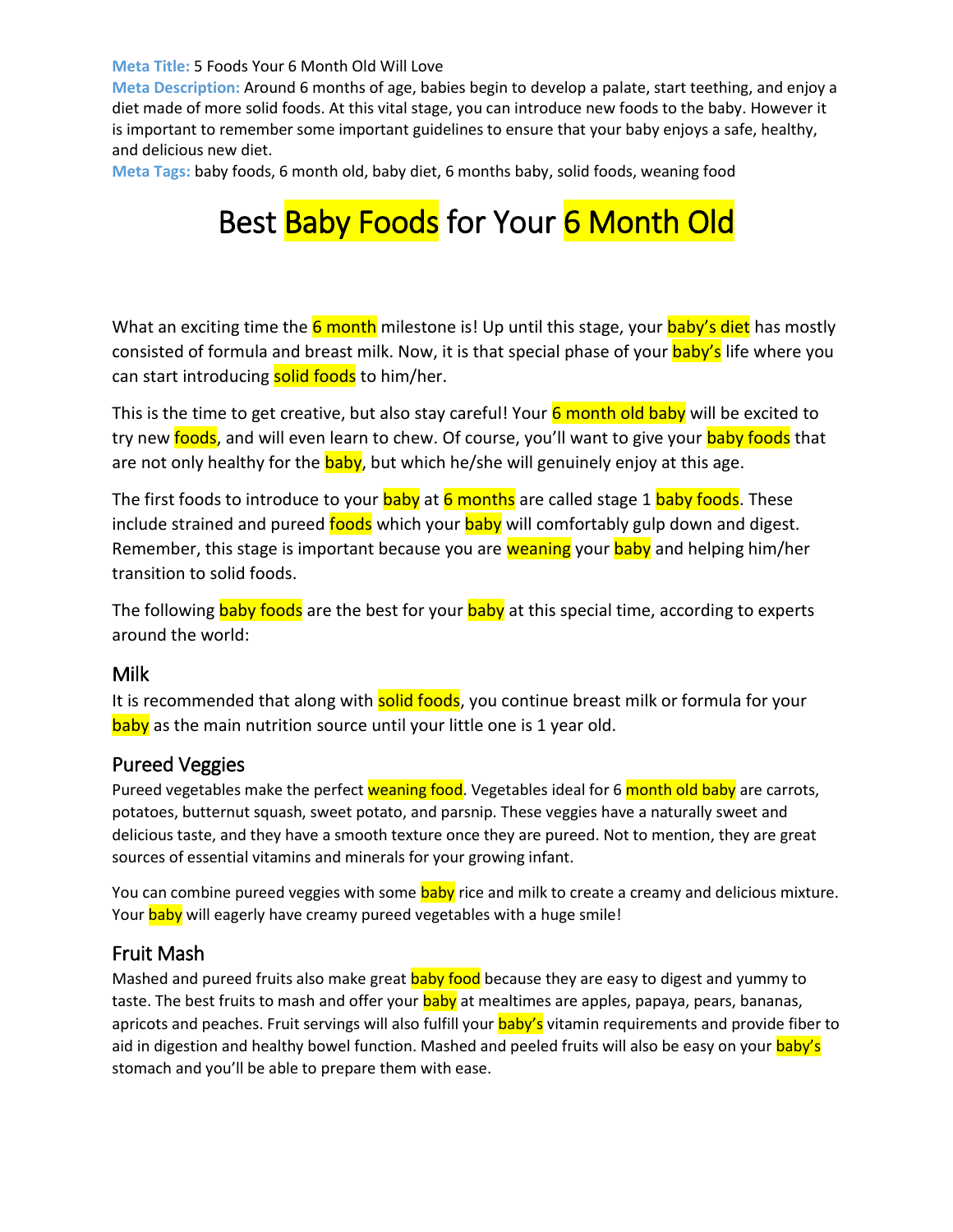**Meta Title:** 5 Foods Your 6 Month Old Will Love
**Meta Description:** Around 6 months of age, babies begin to develop a palate, start teething, and enjoy a diet made of more solid foods. At this vital stage, you can introduce new foods to the baby. However it is important to remember some important guidelines to ensure that your baby enjoys a safe, healthy, and delicious new diet.
**Meta Tags:** baby foods, 6 month old, baby diet, 6 months baby, solid foods, weaning food

# Best Baby Foods for Your 6 Month Old

What an exciting time the 6 month milestone is! Up until this stage, your baby's diet has mostly consisted of formula and breast milk. Now, it is that special phase of your baby's life where you can start introducing solid foods to him/her.

This is the time to get creative, but also stay careful! Your 6 month old baby will be excited to try new foods, and will even learn to chew. Of course, you'll want to give your baby foods that are not only healthy for the baby, but which he/she will genuinely enjoy at this age.

The first foods to introduce to your baby at 6 months are called stage 1 baby foods. These include strained and pureed foods which your baby will comfortably gulp down and digest. Remember, this stage is important because you are weaning your baby and helping him/her transition to solid foods.

The following baby foods are the best for your baby at this special time, according to experts around the world:

## Milk

It is recommended that along with solid foods, you continue breast milk or formula for your baby as the main nutrition source until your little one is 1 year old.

## Pureed Veggies

Pureed vegetables make the perfect weaning food. Vegetables ideal for 6 month old baby are carrots, potatoes, butternut squash, sweet potato, and parsnip. These veggies have a naturally sweet and delicious taste, and they have a smooth texture once they are pureed. Not to mention, they are great sources of essential vitamins and minerals for your growing infant.

You can combine pureed veggies with some baby rice and milk to create a creamy and delicious mixture. Your baby will eagerly have creamy pureed vegetables with a huge smile!

## Fruit Mash

Mashed and pureed fruits also make great baby food because they are easy to digest and yummy to taste. The best fruits to mash and offer your baby at mealtimes are apples, papaya, pears, bananas, apricots and peaches. Fruit servings will also fulfill your baby's vitamin requirements and provide fiber to aid in digestion and healthy bowel function. Mashed and peeled fruits will also be easy on your baby's stomach and you'll be able to prepare them with ease.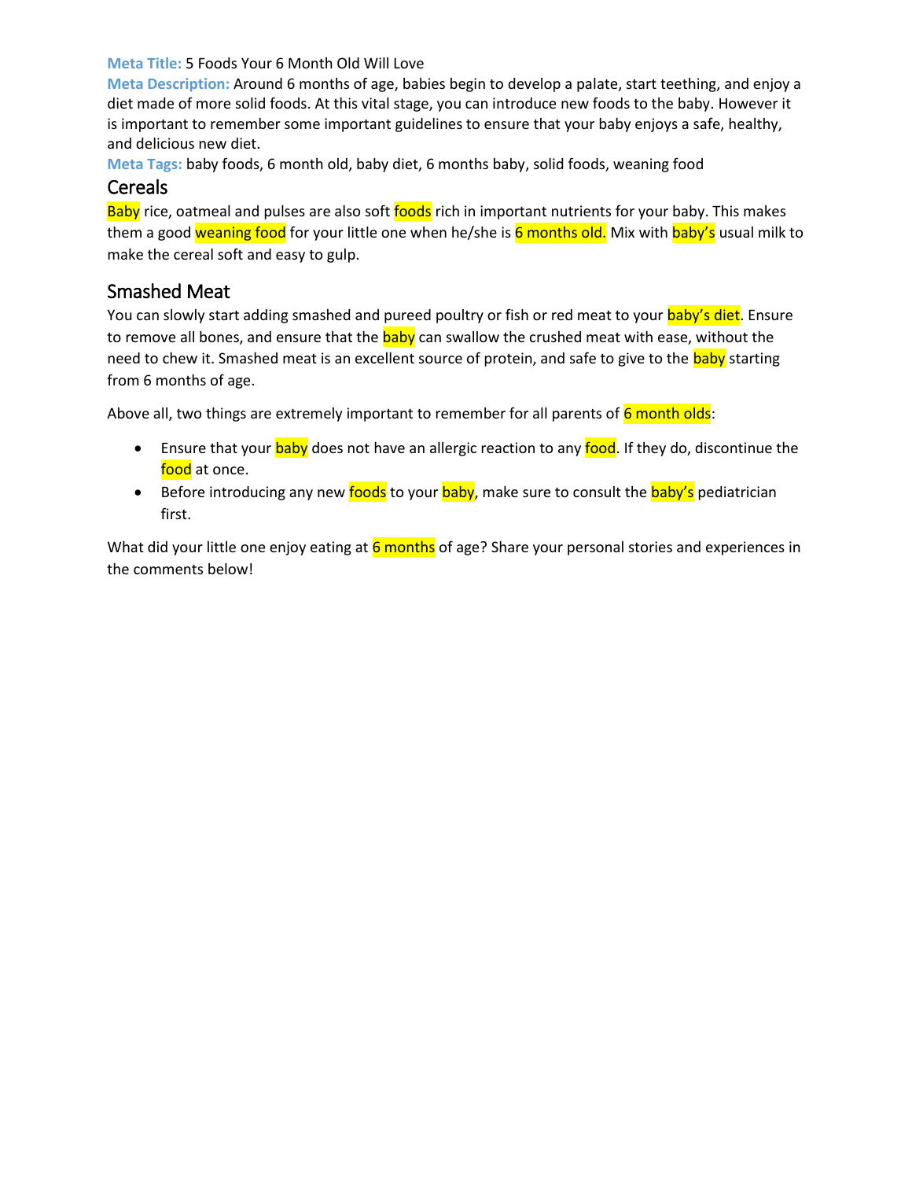**Meta Title:** 5 Foods Your 6 Month Old Will Love
**Meta Description:** Around 6 months of age, babies begin to develop a palate, start teething, and enjoy a diet made of more solid foods. At this vital stage, you can introduce new foods to the baby. However it is important to remember some important guidelines to ensure that your baby enjoys a safe, healthy, and delicious new diet.
**Meta Tags:** baby foods, 6 month old, baby diet, 6 months baby, solid foods, weaning food

## Cereals

Baby rice, oatmeal and pulses are also soft foods rich in important nutrients for your baby. This makes them a good weaning food for your little one when he/she is 6 months old. Mix with baby's usual milk to make the cereal soft and easy to gulp.

## Smashed Meat

You can slowly start adding smashed and pureed poultry or fish or red meat to your baby's diet. Ensure to remove all bones, and ensure that the baby can swallow the crushed meat with ease, without the need to chew it. Smashed meat is an excellent source of protein, and safe to give to the baby starting from 6 months of age.

Above all, two things are extremely important to remember for all parents of 6 month olds:

- Ensure that your baby does not have an allergic reaction to any food. If they do, discontinue the food at once.
- Before introducing any new foods to your baby, make sure to consult the baby's pediatrician first.

What did your little one enjoy eating at 6 months of age? Share your personal stories and experiences in the comments below!